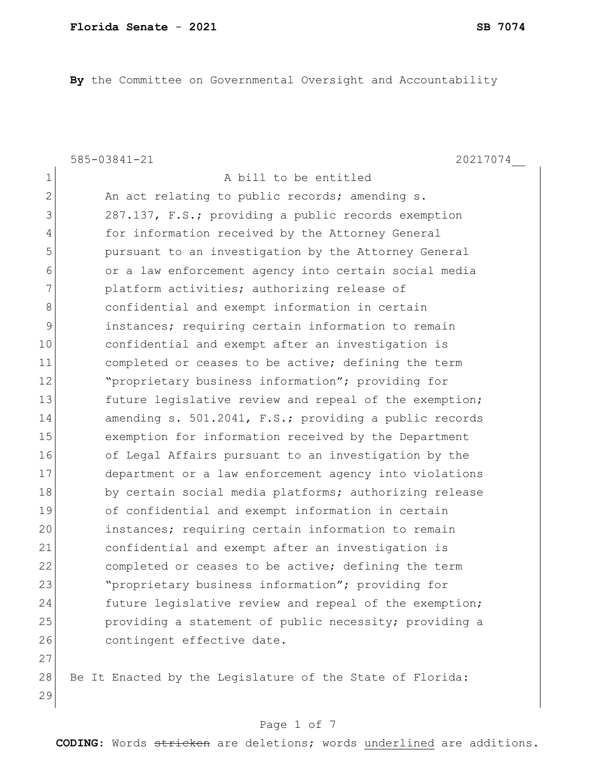**Florida Senate** - **2021** **SB 7074**

**By** the Committee on Governmental Oversight and Accountability

585-03841-21 20217074__

1 A bill to be entitled
2 An act relating to public records; amending s.
3 287.137, F.S.; providing a public records exemption
4 for information received by the Attorney General
5 pursuant to an investigation by the Attorney General
6 or a law enforcement agency into certain social media
7 platform activities; authorizing release of
8 confidential and exempt information in certain
9 instances; requiring certain information to remain
10 confidential and exempt after an investigation is
11 completed or ceases to be active; defining the term
12 "proprietary business information"; providing for
13 future legislative review and repeal of the exemption;
14 amending s. 501.2041, F.S.; providing a public records
15 exemption for information received by the Department
16 of Legal Affairs pursuant to an investigation by the
17 department or a law enforcement agency into violations
18 by certain social media platforms; authorizing release
19 of confidential and exempt information in certain
20 instances; requiring certain information to remain
21 confidential and exempt after an investigation is
22 completed or ceases to be active; defining the term
23 "proprietary business information"; providing for
24 future legislative review and repeal of the exemption;
25 providing a statement of public necessity; providing a
26 contingent effective date.
27
28 Be It Enacted by the Legislature of the State of Florida:
29

**CODING:** Words ~~stricken~~ are deletions; words <u>underlined</u> are additions.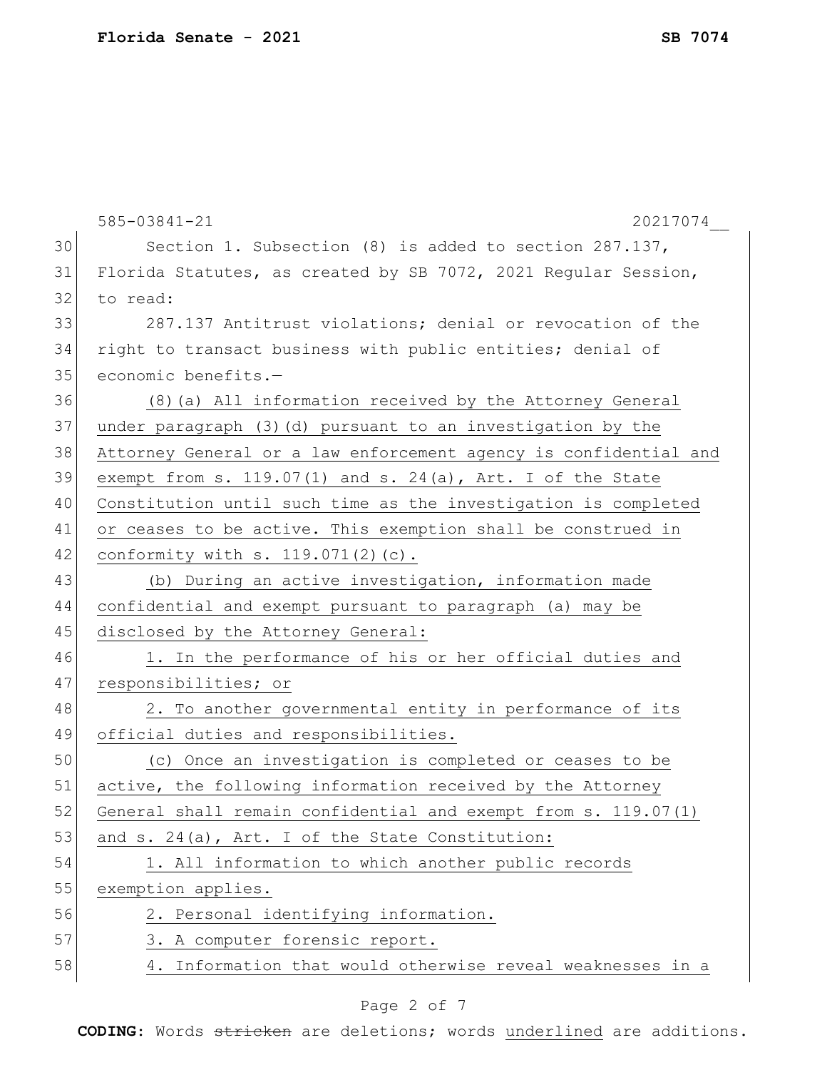Section 1. Subsection (8) is added to section 287.137, Florida Statutes, as created by SB 7072, 2021 Regular Session, to read:

287.137 Antitrust violations; denial or revocation of the right to transact business with public entities; denial of economic benefits.—

(8)(a) All information received by the Attorney General under paragraph (3)(d) pursuant to an investigation by the Attorney General or a law enforcement agency is confidential and exempt from s. 119.07(1) and s. 24(a), Art. I of the State Constitution until such time as the investigation is completed or ceases to be active. This exemption shall be construed in conformity with s. 119.071(2)(c).

(b) During an active investigation, information made confidential and exempt pursuant to paragraph (a) may be disclosed by the Attorney General:

1. In the performance of his or her official duties and responsibilities; or

2. To another governmental entity in performance of its official duties and responsibilities.

(c) Once an investigation is completed or ceases to be active, the following information received by the Attorney General shall remain confidential and exempt from s. 119.07(1) and s. 24(a), Art. I of the State Constitution:

1. All information to which another public records exemption applies.

2. Personal identifying information.

3. A computer forensic report.

4. Information that would otherwise reveal weaknesses in a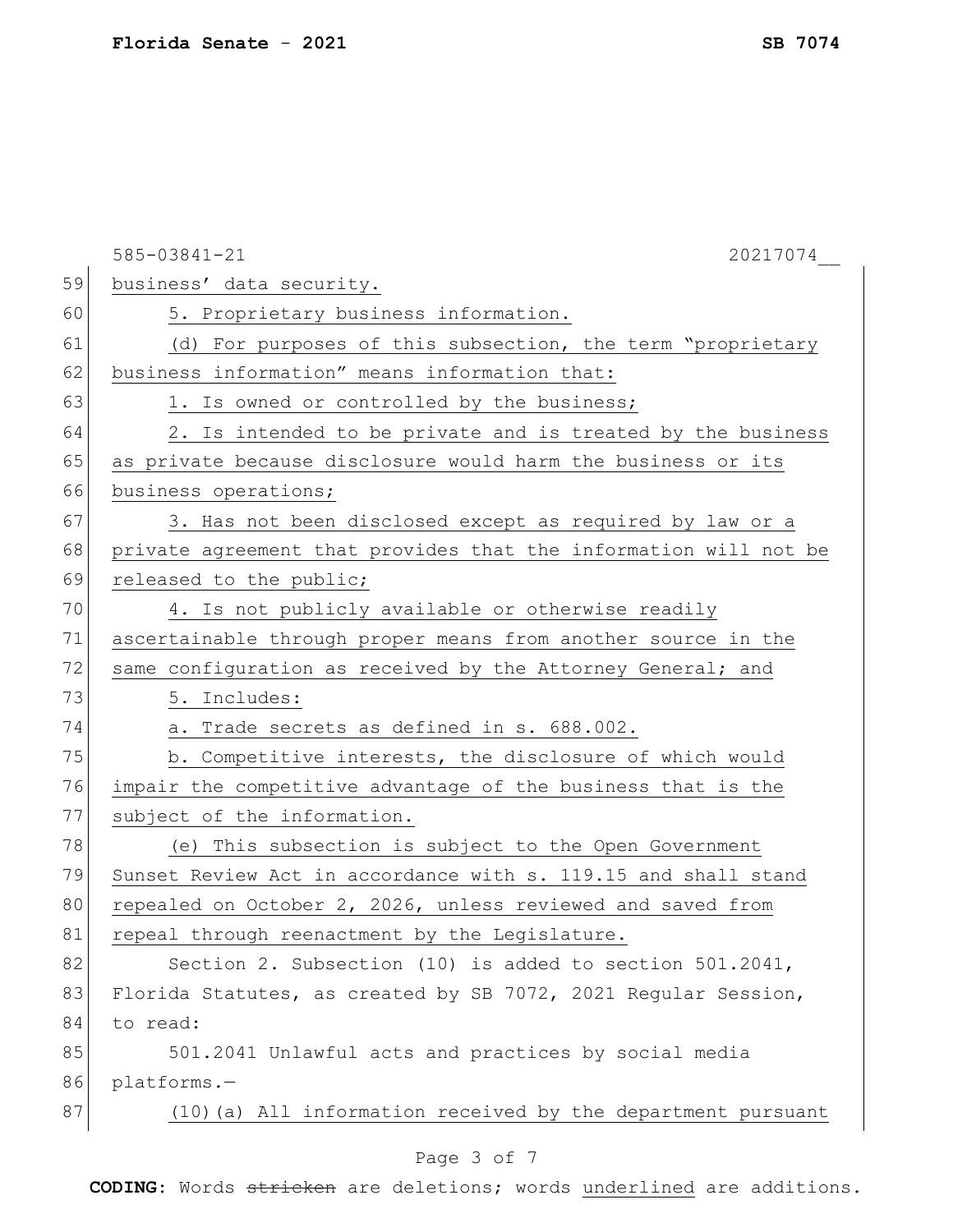business' data security.

5. Proprietary business information.

(d) For purposes of this subsection, the term "proprietary business information" means information that:

1. Is owned or controlled by the business;

2. Is intended to be private and is treated by the business as private because disclosure would harm the business or its business operations;

3. Has not been disclosed except as required by law or a private agreement that provides that the information will not be released to the public;

4. Is not publicly available or otherwise readily ascertainable through proper means from another source in the same configuration as received by the Attorney General; and

5. Includes:

a. Trade secrets as defined in s. 688.002.

b. Competitive interests, the disclosure of which would impair the competitive advantage of the business that is the subject of the information.

(e) This subsection is subject to the Open Government Sunset Review Act in accordance with s. 119.15 and shall stand repealed on October 2, 2026, unless reviewed and saved from repeal through reenactment by the Legislature.

Section 2. Subsection (10) is added to section 501.2041, Florida Statutes, as created by SB 7072, 2021 Regular Session, to read:

501.2041 Unlawful acts and practices by social media platforms.—

(10)(a) All information received by the department pursuant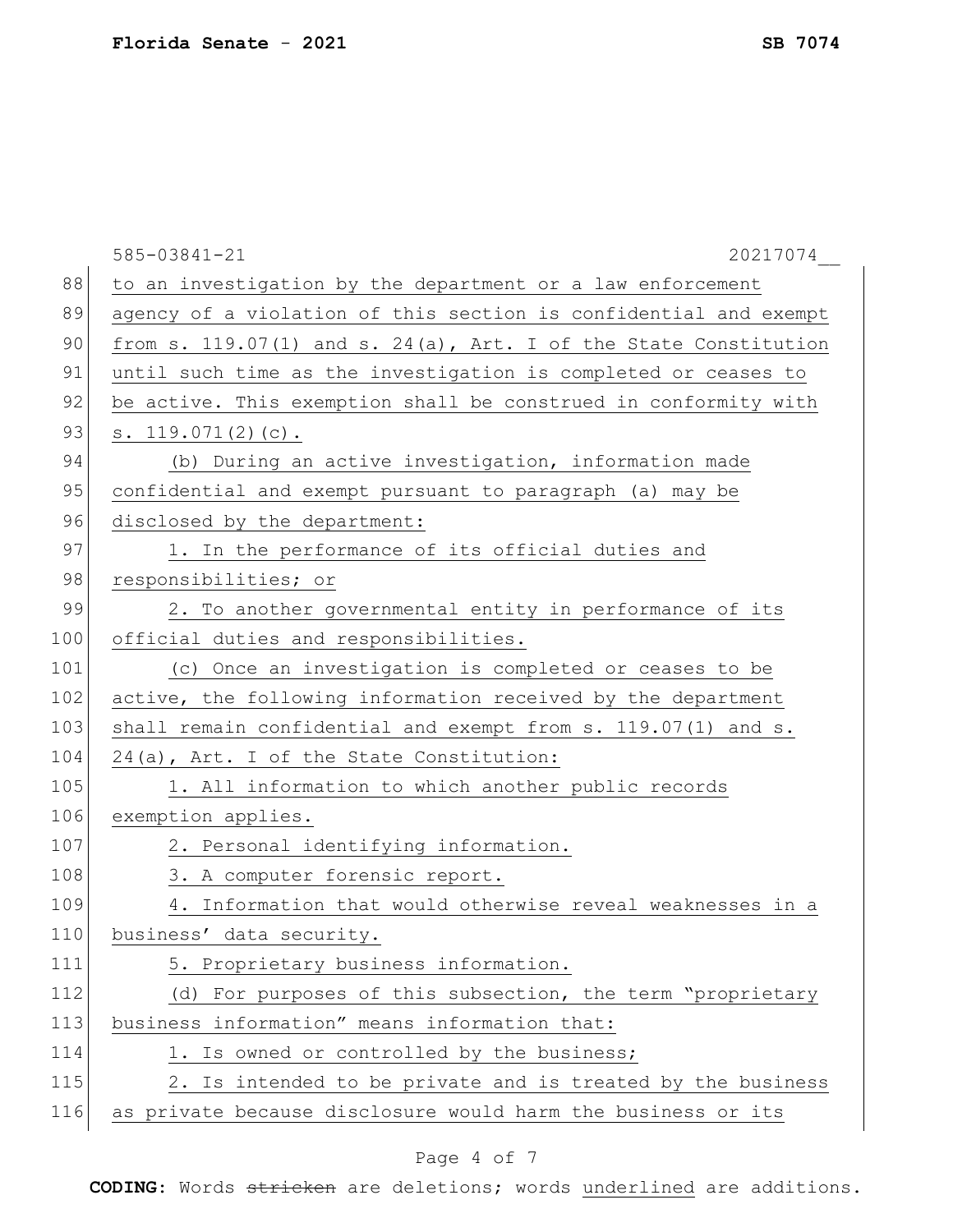to an investigation by the department or a law enforcement agency of a violation of this section is confidential and exempt from s. 119.07(1) and s. 24(a), Art. I of the State Constitution until such time as the investigation is completed or ceases to be active. This exemption shall be construed in conformity with s. 119.071(2)(c).

(b) During an active investigation, information made confidential and exempt pursuant to paragraph (a) may be disclosed by the department:

1. In the performance of its official duties and responsibilities; or

2. To another governmental entity in performance of its official duties and responsibilities.

(c) Once an investigation is completed or ceases to be active, the following information received by the department shall remain confidential and exempt from s. 119.07(1) and s. 24(a), Art. I of the State Constitution:

1. All information to which another public records exemption applies.

2. Personal identifying information.

3. A computer forensic report.

4. Information that would otherwise reveal weaknesses in a business' data security.

5. Proprietary business information.

(d) For purposes of this subsection, the term "proprietary business information" means information that:

1. Is owned or controlled by the business;

2. Is intended to be private and is treated by the business as private because disclosure would harm the business or its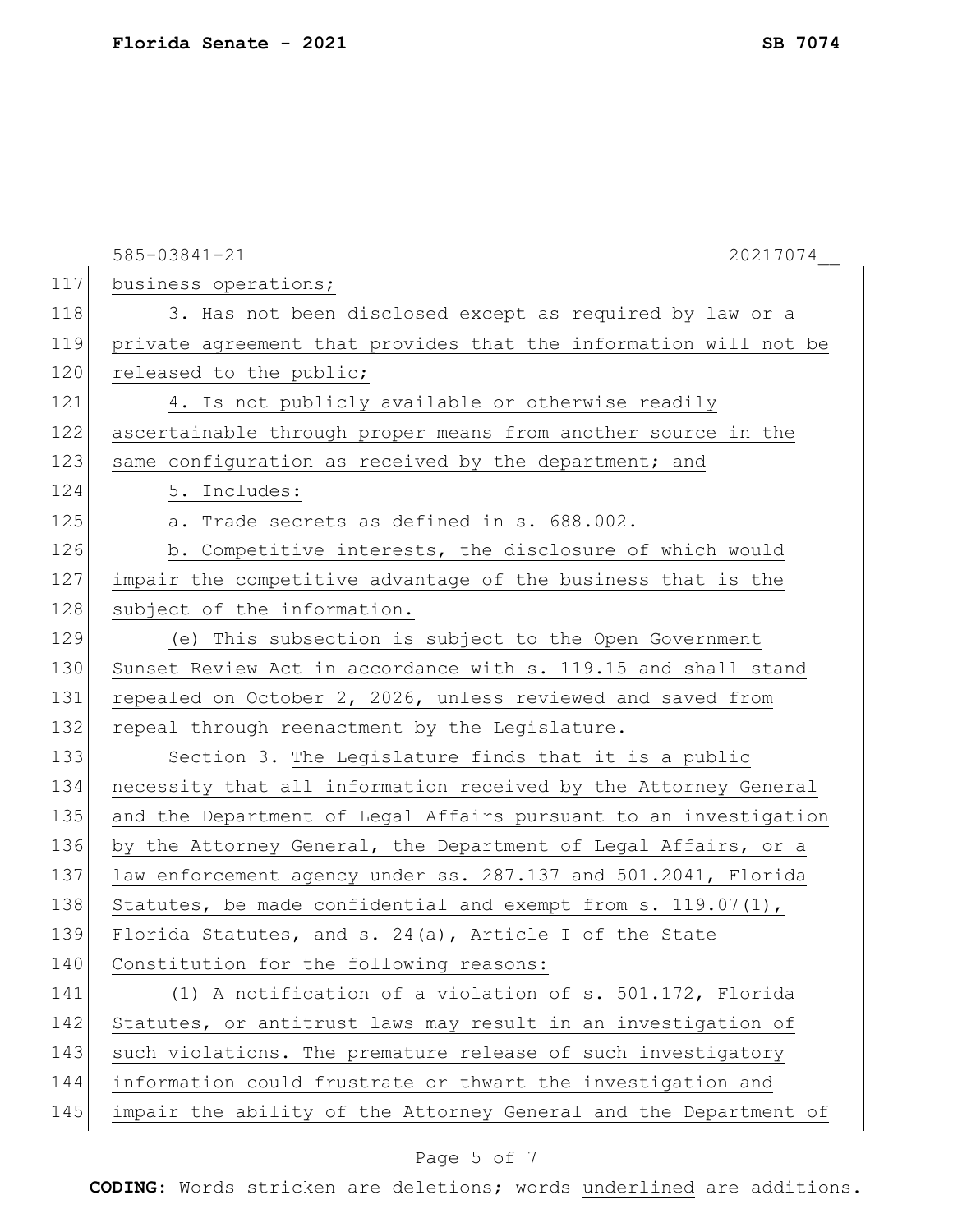business operations;

3. Has not been disclosed except as required by law or a private agreement that provides that the information will not be released to the public;

4. Is not publicly available or otherwise readily ascertainable through proper means from another source in the same configuration as received by the department; and

5. Includes:

a. Trade secrets as defined in s. 688.002.

b. Competitive interests, the disclosure of which would impair the competitive advantage of the business that is the subject of the information.

(e) This subsection is subject to the Open Government Sunset Review Act in accordance with s. 119.15 and shall stand repealed on October 2, 2026, unless reviewed and saved from repeal through reenactment by the Legislature.

Section 3. The Legislature finds that it is a public necessity that all information received by the Attorney General and the Department of Legal Affairs pursuant to an investigation by the Attorney General, the Department of Legal Affairs, or a law enforcement agency under ss. 287.137 and 501.2041, Florida Statutes, be made confidential and exempt from s. 119.07(1), Florida Statutes, and s. 24(a), Article I of the State Constitution for the following reasons:

(1) A notification of a violation of s. 501.172, Florida Statutes, or antitrust laws may result in an investigation of such violations. The premature release of such investigatory information could frustrate or thwart the investigation and impair the ability of the Attorney General and the Department of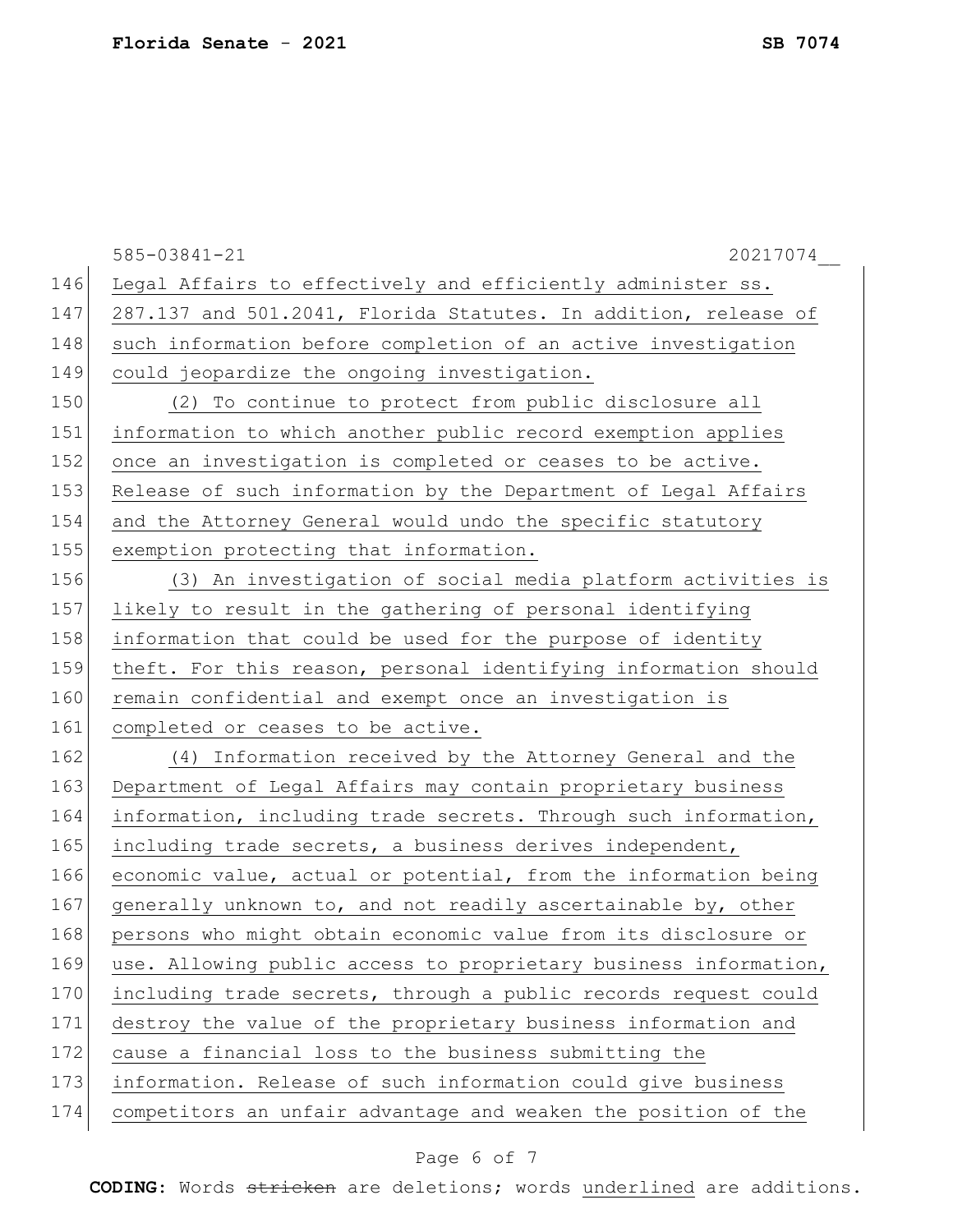Legal Affairs to effectively and efficiently administer ss. 287.137 and 501.2041, Florida Statutes. In addition, release of such information before completion of an active investigation could jeopardize the ongoing investigation.

(2) To continue to protect from public disclosure all information to which another public record exemption applies once an investigation is completed or ceases to be active. Release of such information by the Department of Legal Affairs and the Attorney General would undo the specific statutory exemption protecting that information.

(3) An investigation of social media platform activities is likely to result in the gathering of personal identifying information that could be used for the purpose of identity theft. For this reason, personal identifying information should remain confidential and exempt once an investigation is completed or ceases to be active.

(4) Information received by the Attorney General and the Department of Legal Affairs may contain proprietary business information, including trade secrets. Through such information, including trade secrets, a business derives independent, economic value, actual or potential, from the information being generally unknown to, and not readily ascertainable by, other persons who might obtain economic value from its disclosure or use. Allowing public access to proprietary business information, including trade secrets, through a public records request could destroy the value of the proprietary business information and cause a financial loss to the business submitting the information. Release of such information could give business competitors an unfair advantage and weaken the position of the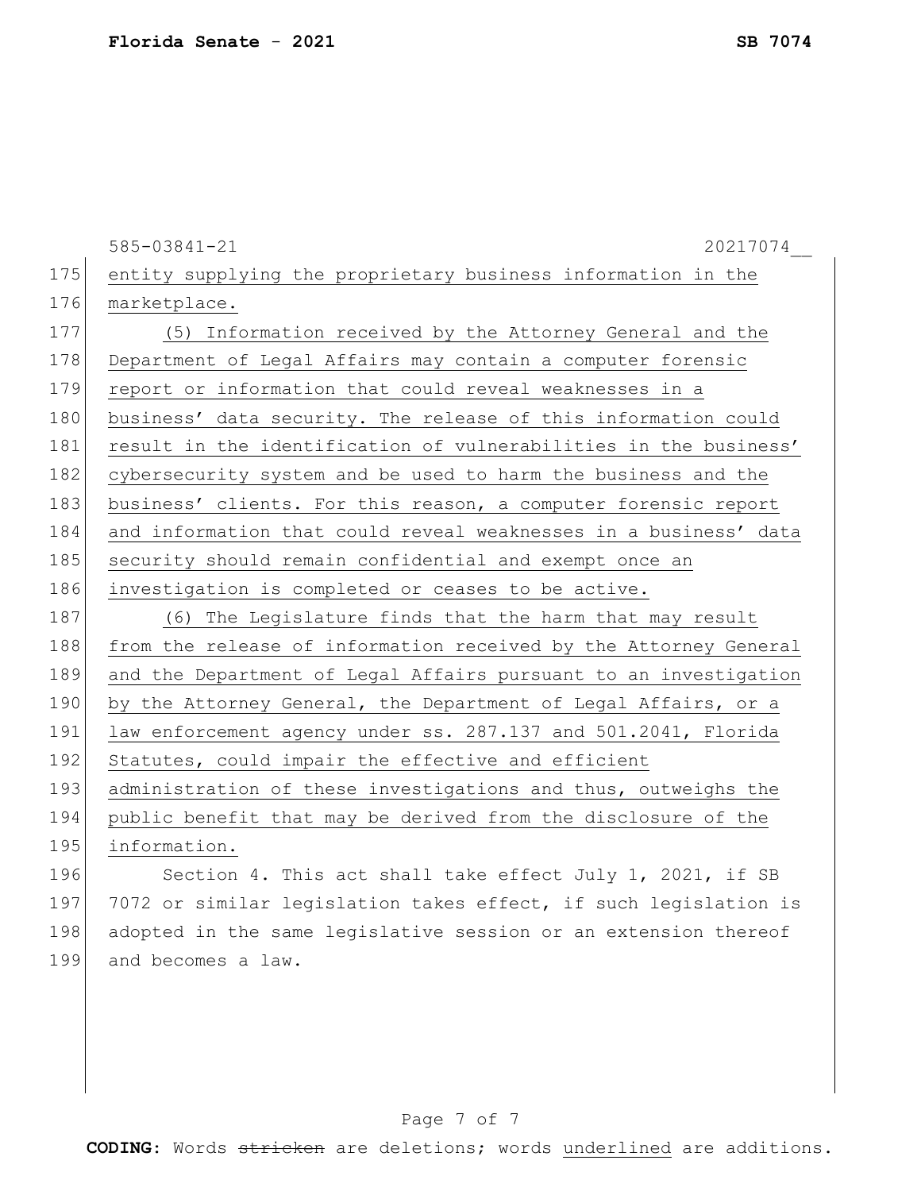entity supplying the proprietary business information in the marketplace.

(5) Information received by the Attorney General and the Department of Legal Affairs may contain a computer forensic report or information that could reveal weaknesses in a business' data security. The release of this information could result in the identification of vulnerabilities in the business' cybersecurity system and be used to harm the business and the business' clients. For this reason, a computer forensic report and information that could reveal weaknesses in a business' data security should remain confidential and exempt once an investigation is completed or ceases to be active.

(6) The Legislature finds that the harm that may result from the release of information received by the Attorney General and the Department of Legal Affairs pursuant to an investigation by the Attorney General, the Department of Legal Affairs, or a law enforcement agency under ss. 287.137 and 501.2041, Florida Statutes, could impair the effective and efficient administration of these investigations and thus, outweighs the public benefit that may be derived from the disclosure of the information.

Section 4. This act shall take effect July 1, 2021, if SB 7072 or similar legislation takes effect, if such legislation is adopted in the same legislative session or an extension thereof and becomes a law.

**CODING:** Words ~~stricken~~ are deletions; words <u>underlined</u> are additions.